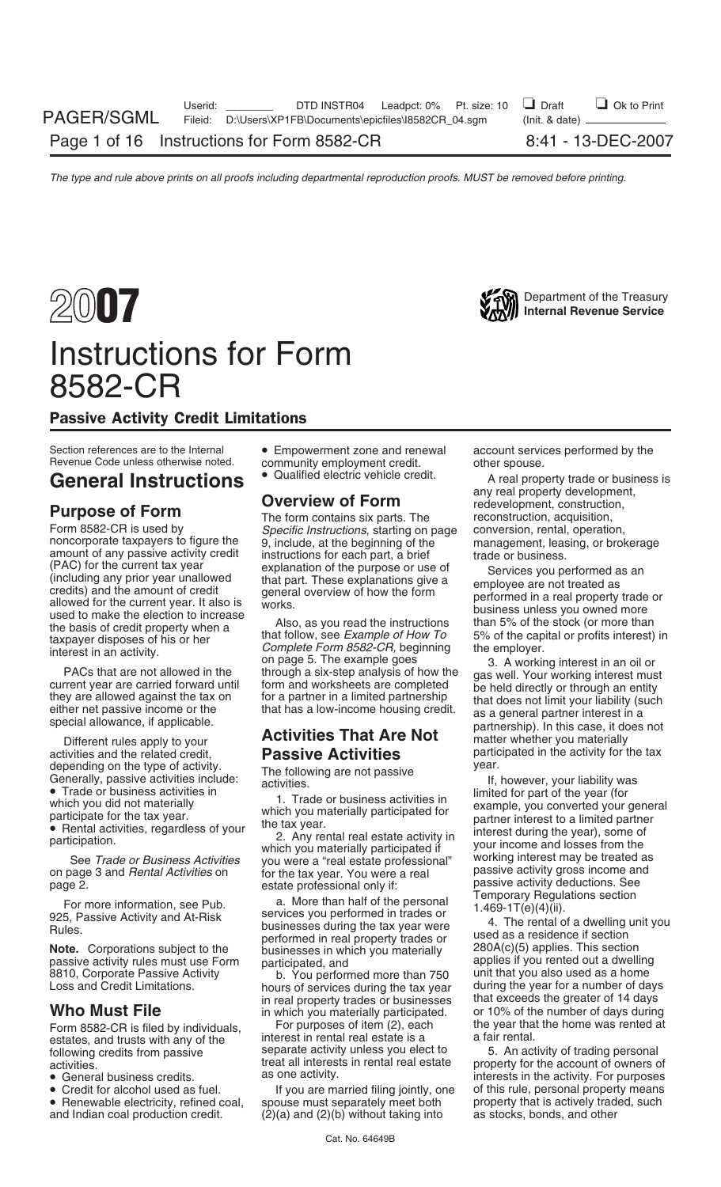# 2007 Instructions for Form 8582-CR

Department of the Treasury
**Internal Revenue Service**

## Passive Activity Credit Limitations

Section references are to the Internal Revenue Code unless otherwise noted.

# General Instructions

## Purpose of Form

Form 8582-CR is used by noncorporate taxpayers to figure the amount of any passive activity credit (PAC) for the current tax year (including any prior year unallowed credits) and the amount of credit allowed for the current year. It also is used to make the election to increase the basis of credit property when a taxpayer disposes of his or her interest in an activity.

PACs that are not allowed in the current year are carried forward until they are allowed against the tax on either net passive income or the special allowance, if applicable.

Different rules apply to your activities and the related credit, depending on the type of activity. Generally, passive activities include:

- Trade or business activities in which you did not materially participate for the tax year.
- Rental activities, regardless of your participation.

See *Trade or Business Activities* on page 3 and *Rental Activities* on page 2.

For more information, see Pub. 925, Passive Activity and At-Risk Rules.

**Note.** Corporations subject to the passive activity rules must use Form 8810, Corporate Passive Activity Loss and Credit Limitations.

## Who Must File

Form 8582-CR is filed by individuals, estates, and trusts with any of the following credits from passive activities.

- General business credits.
- Credit for alcohol used as fuel.
- Renewable electricity, refined coal, and Indian coal production credit.
- Empowerment zone and renewal community employment credit.
- Qualified electric vehicle credit.

## Overview of Form

The form contains six parts. The *Specific Instructions*, starting on page 9, include, at the beginning of the instructions for each part, a brief explanation of the purpose or use of that part. These explanations give a general overview of how the form works.

Also, as you read the instructions that follow, see *Example of How To Complete Form 8582-CR,* beginning on page 5. The example goes through a six-step analysis of how the form and worksheets are completed for a partner in a limited partnership that has a low-income housing credit.

## Activities That Are Not Passive Activities

The following are not passive activities.

1. Trade or business activities in which you materially participated for the tax year.

2. Any rental real estate activity in which you materially participated if you were a "real estate professional" for the tax year. You were a real estate professional only if:

a. More than half of the personal services you performed in trades or businesses during the tax year were performed in real property trades or businesses in which you materially participated, and

b. You performed more than 750 hours of services during the tax year in real property trades or businesses in which you materially participated.

For purposes of item (2), each interest in rental real estate is a separate activity unless you elect to treat all interests in rental real estate as one activity.

If you are married filing jointly, one spouse must separately meet both (2)(a) and (2)(b) without taking into account services performed by the other spouse.

A real property trade or business is any real property development, redevelopment, construction, reconstruction, acquisition, conversion, rental, operation, management, leasing, or brokerage trade or business.

Services you performed as an employee are not treated as performed in a real property trade or business unless you owned more than 5% of the stock (or more than 5% of the capital or profits interest) in the employer.

3. A working interest in an oil or gas well. Your working interest must be held directly or through an entity that does not limit your liability (such as a general partner interest in a partnership). In this case, it does not matter whether you materially participated in the activity for the tax year.

If, however, your liability was limited for part of the year (for example, you converted your general partner interest to a limited partner interest during the year), some of your income and losses from the working interest may be treated as passive activity gross income and passive activity deductions. See Temporary Regulations section 1.469-1T(e)(4)(ii).

4. The rental of a dwelling unit you used as a residence if section 280A(c)(5) applies. This section applies if you rented out a dwelling unit that you also used as a home during the year for a number of days that exceeds the greater of 14 days or 10% of the number of days during the year that the home was rented at a fair rental.

5. An activity of trading personal property for the account of owners of interests in the activity. For purposes of this rule, personal property means property that is actively traded, such as stocks, bonds, and other

Cat. No. 64649B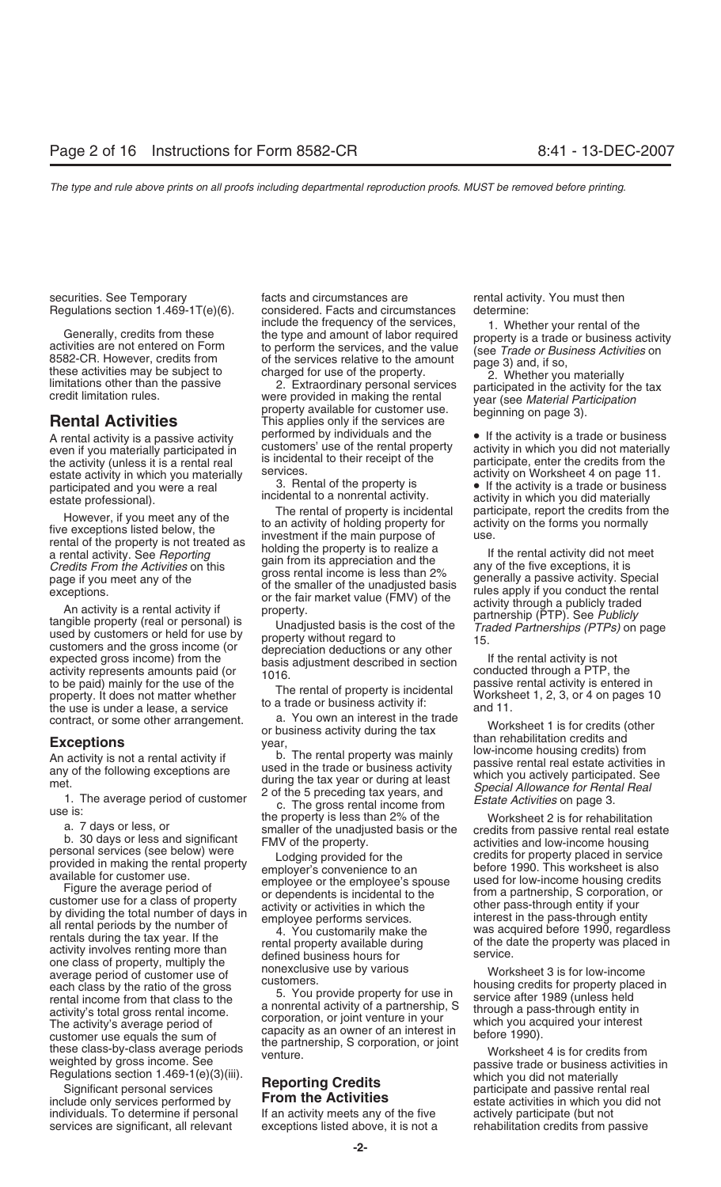securities. See Temporary Regulations section 1.469-1T(e)(6).

Generally, credits from these activities are not entered on Form 8582-CR. However, credits from these activities may be subject to limitations other than the passive credit limitation rules.

## Rental Activities

A rental activity is a passive activity even if you materially participated in the activity (unless it is a rental real estate activity in which you materially participated and you were a real estate professional).

However, if you meet any of the five exceptions listed below, the rental of the property is not treated as a rental activity. See *Reporting Credits From the Activities* on this page if you meet any of the exceptions.

An activity is a rental activity if tangible property (real or personal) is used by customers or held for use by customers and the gross income (or expected gross income) from the activity represents amounts paid (or to be paid) mainly for the use of the property. It does not matter whether the use is under a lease, a service contract, or some other arrangement.

### Exceptions

An activity is not a rental activity if any of the following exceptions are met.

1. The average period of customer use is:

a. 7 days or less, or

b. 30 days or less and significant personal services (see below) were provided in making the rental property available for customer use.

Figure the average period of customer use for a class of property by dividing the total number of days in all rental periods by the number of rentals during the tax year. If the activity involves renting more than one class of property, multiply the average period of customer use of each class by the ratio of the gross rental income from that class to the activity's total gross rental income. The activity's average period of customer use equals the sum of these class-by-class average periods weighted by gross income. See Regulations section 1.469-1(e)(3)(iii).

Significant personal services include only services performed by individuals. To determine if personal services are significant, all relevant facts and circumstances are considered. Facts and circumstances include the frequency of the services, the type and amount of labor required to perform the services, and the value of the services relative to the amount charged for use of the property.

2. Extraordinary personal services were provided in making the rental property available for customer use. This applies only if the services are performed by individuals and the customers' use of the rental property is incidental to their receipt of the services.

3. Rental of the property is incidental to a nonrental activity.

The rental of property is incidental to an activity of holding property for investment if the main purpose of holding the property is to realize a gain from its appreciation and the gross rental income is less than 2% of the smaller of the unadjusted basis or the fair market value (FMV) of the property.

Unadjusted basis is the cost of the property without regard to depreciation deductions or any other basis adjustment described in section 1016.

The rental of property is incidental to a trade or business activity if:

a. You own an interest in the trade or business activity during the tax year,

b. The rental property was mainly used in the trade or business activity during the tax year or during at least 2 of the 5 preceding tax years, and

c. The gross rental income from the property is less than 2% of the smaller of the unadjusted basis or the FMV of the property.

Lodging provided for the employer's convenience to an employee or the employee's spouse or dependents is incidental to the activity or activities in which the employee performs services.

4. You customarily make the rental property available during defined business hours for nonexclusive use by various customers.

5. You provide property for use in a nonrental activity of a partnership, S corporation, or joint venture in your capacity as an owner of an interest in the partnership, S corporation, or joint venture.

## Reporting Credits From the Activities

If an activity meets any of the five exceptions listed above, it is not a rental activity. You must then determine:

1. Whether your rental of the property is a trade or business activity (see *Trade or Business Activities* on page 3) and, if so,

2. Whether you materially participated in the activity for the tax year (see *Material Participation* beginning on page 3).

- If the activity is a trade or business activity in which you did not materially participate, enter the credits from the activity on Worksheet 4 on page 11.
- If the activity is a trade or business activity in which you did materially participate, report the credits from the activity on the forms you normally use.

If the rental activity did not meet any of the five exceptions, it is generally a passive activity. Special rules apply if you conduct the rental activity through a publicly traded partnership (PTP). See *Publicly Traded Partnerships (PTPs)* on page 15.

If the rental activity is not conducted through a PTP, the passive rental activity is entered in Worksheet 1, 2, 3, or 4 on pages 10 and 11.

Worksheet 1 is for credits (other than rehabilitation credits and low-income housing credits) from passive rental real estate activities in which you actively participated. See *Special Allowance for Rental Real Estate Activities* on page 3.

Worksheet 2 is for rehabilitation credits from passive rental real estate activities and low-income housing credits for property placed in service before 1990. This worksheet is also used for low-income housing credits from a partnership, S corporation, or other pass-through entity if your interest in the pass-through entity was acquired before 1990, regardless of the date the property was placed in service.

Worksheet 3 is for low-income housing credits for property placed in service after 1989 (unless held through a pass-through entity in which you acquired your interest before 1990).

Worksheet 4 is for credits from passive trade or business activities in which you did not materially participate and passive rental real estate activities in which you did not actively participate (but not rehabilitation credits from passive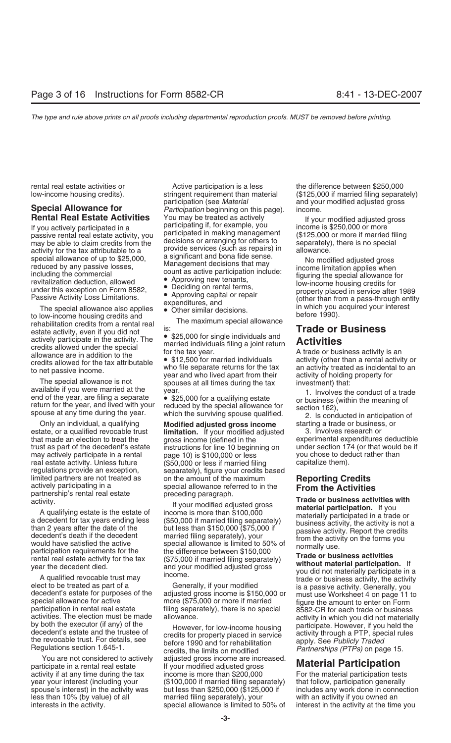rental real estate activities or low-income housing credits).

## Special Allowance for Rental Real Estate Activities

If you actively participated in a passive rental real estate activity, you may be able to claim credits from the activity for the tax attributable to a special allowance of up to $25,000, reduced by any passive losses, including the commercial revitalization deduction, allowed under this exception on Form 8582, Passive Activity Loss Limitations.

The special allowance also applies to low-income housing credits and rehabilitation credits from a rental real estate activity, even if you did not actively participate in the activity. The credits allowed under the special allowance are in addition to the credits allowed for the tax attributable to net passive income.

The special allowance is not available if you were married at the end of the year, are filing a separate return for the year, and lived with your spouse at any time during the year.

Only an individual, a qualifying estate, or a qualified revocable trust that made an election to treat the trust as part of the decedent's estate may actively participate in a rental real estate activity. Unless future regulations provide an exception, limited partners are not treated as actively participating in a partnership's rental real estate activity.

A qualifying estate is the estate of a decedent for tax years ending less than 2 years after the date of the decedent's death if the decedent would have satisfied the active participation requirements for the rental real estate activity for the tax year the decedent died.

A qualified revocable trust may elect to be treated as part of a decedent's estate for purposes of the special allowance for active participation in rental real estate activities. The election must be made by both the executor (if any) of the decedent's estate and the trustee of the revocable trust. For details, see Regulations section 1.645-1.

You are not considered to actively participate in a rental real estate activity if at any time during the tax year your interest (including your spouse's interest) in the activity was less than 10% (by value) of all interests in the activity.

Active participation is a less stringent requirement than material participation (see *Material Participation* beginning on this page). You may be treated as actively participating if, for example, you participated in making management decisions or arranging for others to provide services (such as repairs) in a significant and bona fide sense. Management decisions that may count as active participation include:

- Approving new tenants,
- Deciding on rental terms,
- Approving capital or repair expenditures, and
- Other similar decisions.

The maximum special allowance is:

- $25,000 for single individuals and married individuals filing a joint return for the tax year.
- $12,500 for married individuals who file separate returns for the tax year and who lived apart from their spouses at all times during the tax year.
- $25,000 for a qualifying estate reduced by the special allowance for which the surviving spouse qualified.

**Modified adjusted gross income limitation.** If your modified adjusted gross income (defined in the instructions for line 10 beginning on page 10) is $100,000 or less ($50,000 or less if married filing separately), figure your credits based on the amount of the maximum special allowance referred to in the preceding paragraph.

If your modified adjusted gross income is more than $100,000 ($50,000 if married filing separately) but less than $150,000 ($75,000 if married filing separately), your special allowance is limited to 50% of the difference between $150,000 ($75,000 if married filing separately) and your modified adjusted gross income.

Generally, if your modified adjusted gross income is $150,000 or more ($75,000 or more if married filing separately), there is no special allowance.

However, for low-income housing credits for property placed in service before 1990 and for rehabilitation credits, the limits on modified adjusted gross income are increased. If your modified adjusted gross income is more than $200,000 ($100,000 if married filing separately) but less than $250,000 ($125,000 if married filing separately), your special allowance is limited to 50% of the difference between $250,000 ($125,000 if married filing separately) and your modified adjusted gross income.

If your modified adjusted gross income is $250,000 or more ($125,000 or more if married filing separately), there is no special allowance.

No modified adjusted gross income limitation applies when figuring the special allowance for low-income housing credits for property placed in service after 1989 (other than from a pass-through entity in which you acquired your interest before 1990).

## Trade or Business Activities

A trade or business activity is an activity (other than a rental activity or an activity treated as incidental to an activity of holding property for investment) that:

1. Involves the conduct of a trade or business (within the meaning of section 162),
2. Is conducted in anticipation of starting a trade or business, or
3. Involves research or experimental expenditures deductible under section 174 (or that would be if you chose to deduct rather than capitalize them).

## Reporting Credits From the Activities

**Trade or business activities with material participation.** If you materially participated in a trade or business activity, the activity is not a passive activity. Report the credits from the activity on the forms you normally use.

**Trade or business activities without material participation.** If you did not materially participate in a trade or business activity, the activity is a passive activity. Generally, you must use Worksheet 4 on page 11 to figure the amount to enter on Form 8582-CR for each trade or business activity in which you did not materially participate. However, if you held the activity through a PTP, special rules apply. See *Publicly Traded Partnerships (PTPs)* on page 15.

## Material Participation

For the material participation tests that follow, participation generally includes any work done in connection with an activity if you owned an interest in the activity at the time you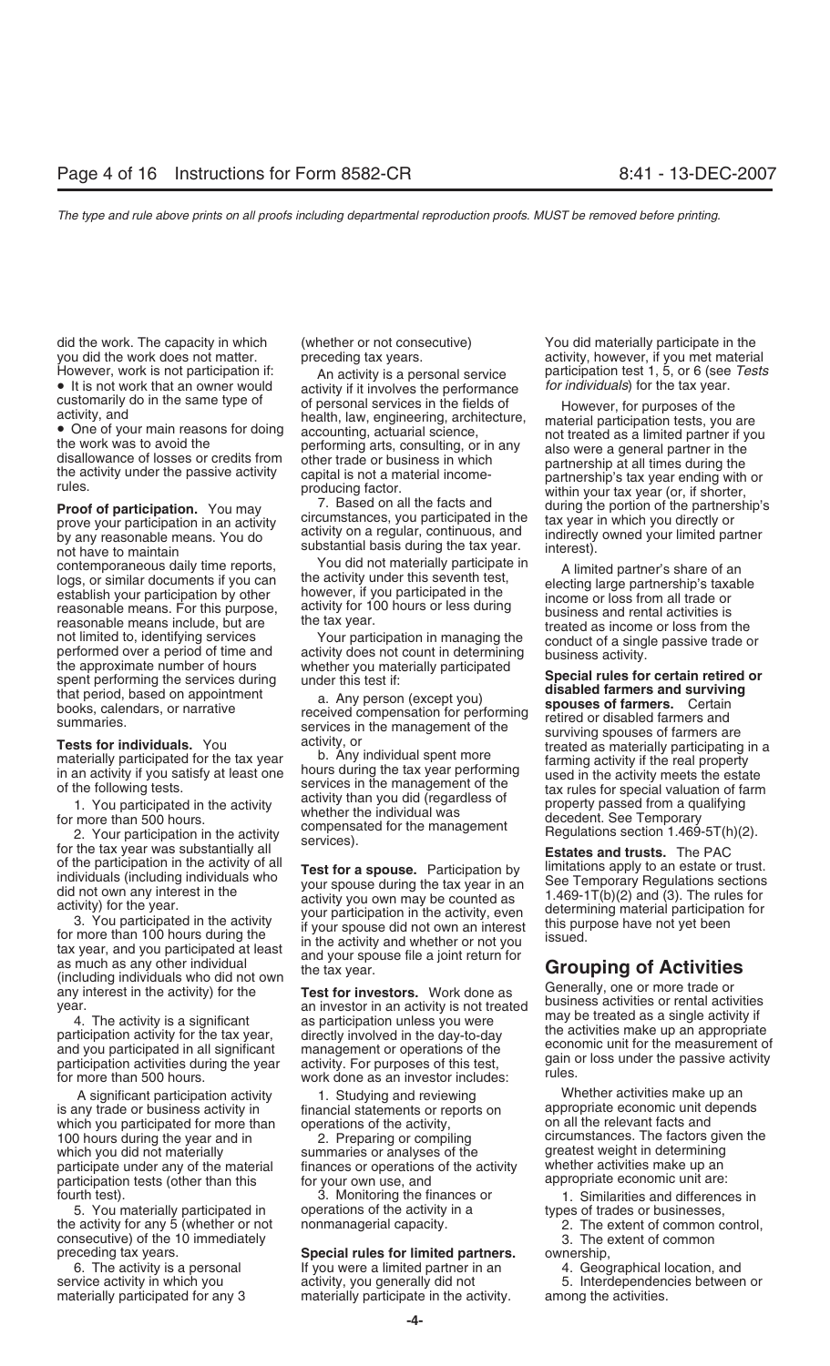did the work. The capacity in which you did the work does not matter. However, work is not participation if:

- It is not work that an owner would customarily do in the same type of activity, and
- One of your main reasons for doing the work was to avoid the disallowance of losses or credits from the activity under the passive activity rules.

**Proof of participation.** You may prove your participation in an activity by any reasonable means. You do not have to maintain contemporaneous daily time reports, logs, or similar documents if you can establish your participation by other reasonable means. For this purpose, reasonable means include, but are not limited to, identifying services performed over a period of time and the approximate number of hours spent performing the services during that period, based on appointment books, calendars, or narrative summaries.

**Tests for individuals.** You materially participated for the tax year in an activity if you satisfy at least one of the following tests.

1. You participated in the activity for more than 500 hours.

2. Your participation in the activity for the tax year was substantially all of the participation in the activity of all individuals (including individuals who did not own any interest in the activity) for the year.

3. You participated in the activity for more than 100 hours during the tax year, and you participated at least as much as any other individual (including individuals who did not own any interest in the activity) for the year.

4. The activity is a significant participation activity for the tax year, and you participated in all significant participation activities during the year for more than 500 hours.

A significant participation activity is any trade or business activity in which you participated for more than 100 hours during the year and in which you did not materially participate under any of the material participation tests (other than this fourth test).

5. You materially participated in the activity for any 5 (whether or not consecutive) of the 10 immediately preceding tax years.

6. The activity is a personal service activity in which you materially participated for any 3 (whether or not consecutive) preceding tax years.

An activity is a personal service activity if it involves the performance of personal services in the fields of health, law, engineering, architecture, accounting, actuarial science, performing arts, consulting, or in any other trade or business in which capital is not a material income-producing factor.

7. Based on all the facts and circumstances, you participated in the activity on a regular, continuous, and substantial basis during the tax year.

You did not materially participate in the activity under this seventh test, however, if you participated in the activity for 100 hours or less during the tax year.

Your participation in managing the activity does not count in determining whether you materially participated under this test if:

a. Any person (except you) received compensation for performing services in the management of the activity, or

b. Any individual spent more hours during the tax year performing services in the management of the activity than you did (regardless of whether the individual was compensated for the management services).

**Test for a spouse.** Participation by your spouse during the tax year in an activity you own may be counted as your participation in the activity, even if your spouse did not own an interest in the activity and whether or not you and your spouse file a joint return for the tax year.

**Test for investors.** Work done as an investor in an activity is not treated as participation unless you were directly involved in the day-to-day management or operations of the activity. For purposes of this test, work done as an investor includes:

1. Studying and reviewing financial statements or reports on operations of the activity,

2. Preparing or compiling summaries or analyses of the finances or operations of the activity for your own use, and

3. Monitoring the finances or operations of the activity in a nonmanagerial capacity.

**Special rules for limited partners.** If you were a limited partner in an activity, you generally did not materially participate in the activity. You did materially participate in the activity, however, if you met material participation test 1, 5, or 6 (see *Tests for individuals*) for the tax year.

However, for purposes of the material participation tests, you are not treated as a limited partner if you also were a general partner in the partnership at all times during the partnership's tax year ending with or within your tax year (or, if shorter, during the portion of the partnership's tax year in which you directly or indirectly owned your limited partner interest).

A limited partner's share of an electing large partnership's taxable income or loss from all trade or business and rental activities is treated as income or loss from the conduct of a single passive trade or business activity.

**Special rules for certain retired or disabled farmers and surviving spouses of farmers.** Certain retired or disabled farmers and surviving spouses of farmers are treated as materially participating in a farming activity if the real property used in the activity meets the estate tax rules for special valuation of farm property passed from a qualifying decedent. See Temporary Regulations section 1.469-5T(h)(2).

**Estates and trusts.** The PAC limitations apply to an estate or trust. See Temporary Regulations sections 1.469-1T(b)(2) and (3). The rules for determining material participation for this purpose have not yet been issued.

## Grouping of Activities

Generally, one or more trade or business activities or rental activities may be treated as a single activity if the activities make up an appropriate economic unit for the measurement of gain or loss under the passive activity rules.

Whether activities make up an appropriate economic unit depends on all the relevant facts and circumstances. The factors given the greatest weight in determining whether activities make up an appropriate economic unit are:

1. Similarities and differences in types of trades or businesses,
2. The extent of common control,
3. The extent of common ownership,
4. Geographical location, and
5. Interdependencies between or among the activities.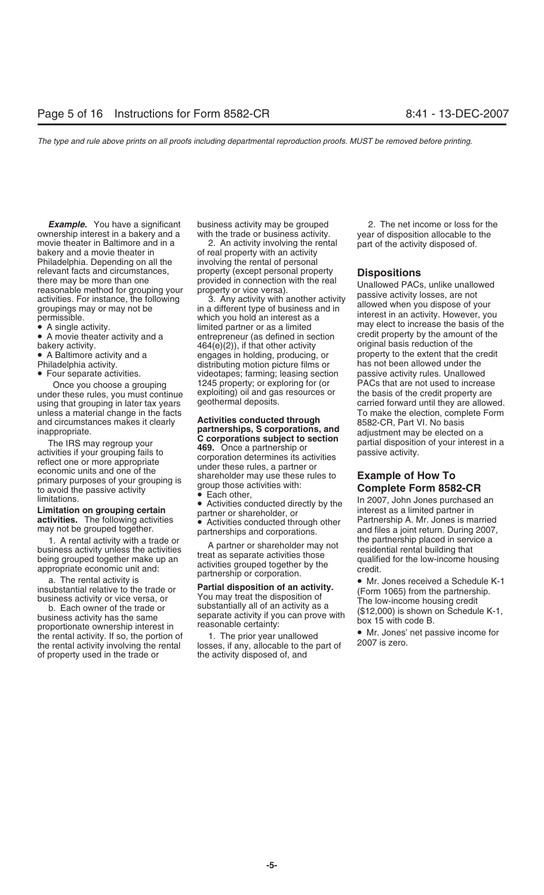***Example.*** You have a significant ownership interest in a bakery and a movie theater in Baltimore and in a bakery and a movie theater in Philadelphia. Depending on all the relevant facts and circumstances, there may be more than one reasonable method for grouping your activities. For instance, the following groupings may or may not be permissible.

- A single activity.
- A movie theater activity and a bakery activity.
- A Baltimore activity and a Philadelphia activity.
- Four separate activities.

Once you choose a grouping under these rules, you must continue using that grouping in later tax years unless a material change in the facts and circumstances makes it clearly inappropriate.

The IRS may regroup your activities if your grouping fails to reflect one or more appropriate economic units and one of the primary purposes of your grouping is to avoid the passive activity limitations.

**Limitation on grouping certain activities.** The following activities may not be grouped together.

1. A rental activity with a trade or business activity unless the activities being grouped together make up an appropriate economic unit and:

a. The rental activity is insubstantial relative to the trade or business activity or vice versa, or

b. Each owner of the trade or business activity has the same proportionate ownership interest in the rental activity. If so, the portion of the rental activity involving the rental of property used in the trade or business activity may be grouped with the trade or business activity.

2. An activity involving the rental of real property with an activity involving the rental of personal property (except personal property provided in connection with the real property or vice versa).

3. Any activity with another activity in a different type of business and in which you hold an interest as a limited partner or as a limited entrepreneur (as defined in section 464(e)(2)), if that other activity engages in holding, producing, or distributing motion picture films or videotapes; farming; leasing section 1245 property; or exploring for (or exploiting) oil and gas resources or geothermal deposits.

**Activities conducted through partnerships, S corporations, and C corporations subject to section 469.** Once a partnership or corporation determines its activities under these rules, a partner or shareholder may use these rules to group those activities with:

- Each other,
- Activities conducted directly by the partner or shareholder, or
- Activities conducted through other partnerships and corporations.

A partner or shareholder may not treat as separate activities those activities grouped together by the partnership or corporation.

**Partial disposition of an activity.** You may treat the disposition of substantially all of an activity as a separate activity if you can prove with reasonable certainty:

1. The prior year unallowed losses, if any, allocable to the part of the activity disposed of, and

2. The net income or loss for the year of disposition allocable to the part of the activity disposed of.

## Dispositions

Unallowed PACs, unlike unallowed passive activity losses, are not allowed when you dispose of your interest in an activity. However, you may elect to increase the basis of the credit property by the amount of the original basis reduction of the property to the extent that the credit has not been allowed under the passive activity rules. Unallowed PACs that are not used to increase the basis of the credit property are carried forward until they are allowed. To make the election, complete Form 8582-CR, Part VI. No basis adjustment may be elected on a partial disposition of your interest in a passive activity.

## Example of How To Complete Form 8582-CR

In 2007, John Jones purchased an interest as a limited partner in Partnership A. Mr. Jones is married and files a joint return. During 2007, the partnership placed in service a residential rental building that qualified for the low-income housing credit.

- Mr. Jones received a Schedule K-1 (Form 1065) from the partnership. The low-income housing credit ($12,000) is shown on Schedule K-1, box 15 with code B.
- Mr. Jones' net passive income for 2007 is zero.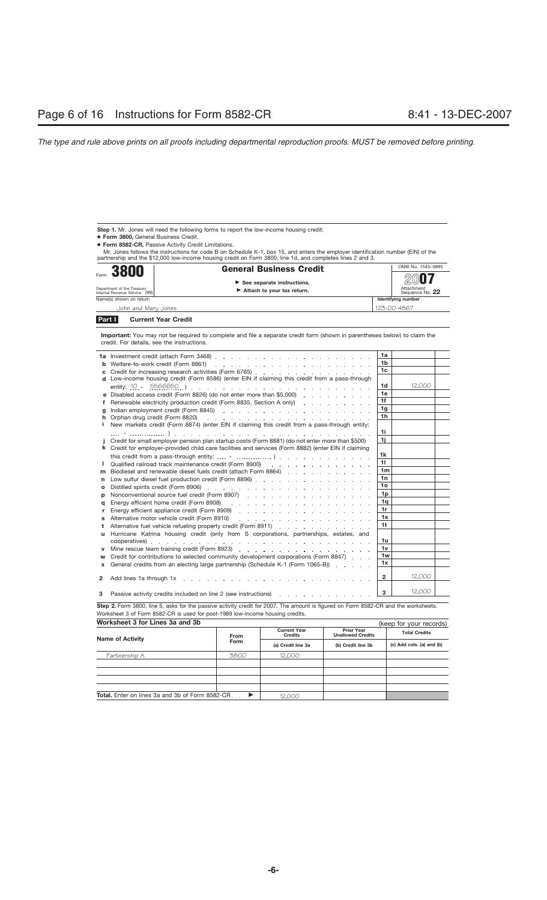**Step 1.** Mr. Jones will need the following forms to report the low-income housing credit:

- **Form 3800,** General Business Credit.
- **Form 8582-CR,** Passive Activity Credit Limitations.

Mr. Jones follows the instructions for code B on Schedule K-1, box 15, and enters the employer identification number (EIN) of the partnership and the $12,000 low-income housing credit on Form 3800, line 1d, and completes lines 2 and 3.

Form **3800** — **General Business Credit** — OMB No. 1545-0895 — 2007

Department of the Treasury, Internal Revenue Service (99)

▶ See separate instructions.
▶ Attach to your tax return.

Attachment Sequence No. **22**

Name(s) shown on return: *John and Mary Jones* — Identifying number: *123-00-4567*

**Part I — Current Year Credit**

**Important:** You may not be required to complete and file a separate credit form (shown in parentheses below) to claim the credit. For details, see the instructions.

| | Description | Line | Amount |
|---|---|---|---|
| **1a** | Investment credit (attach Form 3468) | 1a | |
| **b** | Welfare-to-work credit (Form 8861) | 1b | |
| **c** | Credit for increasing research activities (Form 6765) | 1c | |
| **d** | Low-income housing credit (Form 8586) (enter EIN if claiming this credit from a pass-through entity: *10* - *5566650* ) | 1d | 12,000 |
| **e** | Disabled access credit (Form 8826) (do not enter more than $5,000) | 1e | |
| **f** | Renewable electricity production credit (Form 8835, Section A only) | 1f | |
| **g** | Indian employment credit (Form 8845) | 1g | |
| **h** | Orphan drug credit (Form 8820) | 1h | |
| **i** | New markets credit (Form 8874) (enter EIN if claiming this credit from a pass-through entity: .... - ............... ) | 1i | |
| **j** | Credit for small employer pension plan startup costs (Form 8881) (do not enter more than $500) | 1j | |
| **k** | Credit for employer-provided child care facilities and services (Form 8882) (enter EIN if claiming this credit from a pass-through entity: .... - ............... ) | 1k | |
| **l** | Qualified railroad track maintenance credit (Form 8900) | 1l | |
| **m** | Biodiesel and renewable diesel fuels credit (attach Form 8864) | 1m | |
| **n** | Low sulfur diesel fuel production credit (Form 8896) | 1n | |
| **o** | Distilled spirits credit (Form 8906) | 1o | |
| **p** | Nonconventional source fuel credit (Form 8907) | 1p | |
| **q** | Energy efficient home credit (Form 8908) | 1q | |
| **r** | Energy efficient appliance credit (Form 8909) | 1r | |
| **s** | Alternative motor vehicle credit (Form 8910) | 1s | |
| **t** | Alternative fuel vehicle refueling property credit (Form 8911) | 1t | |
| **u** | Hurricane Katrina housing credit (only from S corporations, partnerships, estates, and cooperatives) | 1u | |
| **v** | Mine rescue team training credit (Form 8923) | 1v | |
| **w** | Credit for contributions to selected community development corporations (Form 8847) | 1w | |
| **x** | General credits from an electing large partnership (Schedule K-1 (Form 1065-B)) | 1x | |
| **2** | Add lines 1a through 1x | 2 | 12,000 |
| **3** | Passive activity credits included on line 2 (see instructions) | 3 | 12,000 |

**Step 2.** Form 3800, line 5, asks for the passive activity credit for 2007. The amount is figured on Form 8582-CR and the worksheets. Worksheet 3 of Form 8582-CR is used for post-1989 low-income housing credits.

**Worksheet 3 for Lines 3a and 3b** (keep for your records)

| Name of Activity | From Form | Current Year Credits (a) Credit line 3a | Prior Year Unallowed Credits (b) Credit line 3b | Total Credits (c) Add cols. (a) and (b) |
|---|---|---|---|---|
| *Partnership A* | *3800* | *12,000* | | |
| | | | | |
| | | | | |
| | | | | |
| | | | | |
| **Total.** Enter on lines 3a and 3b of Form 8582-CR ▶ | | 12,000 | | |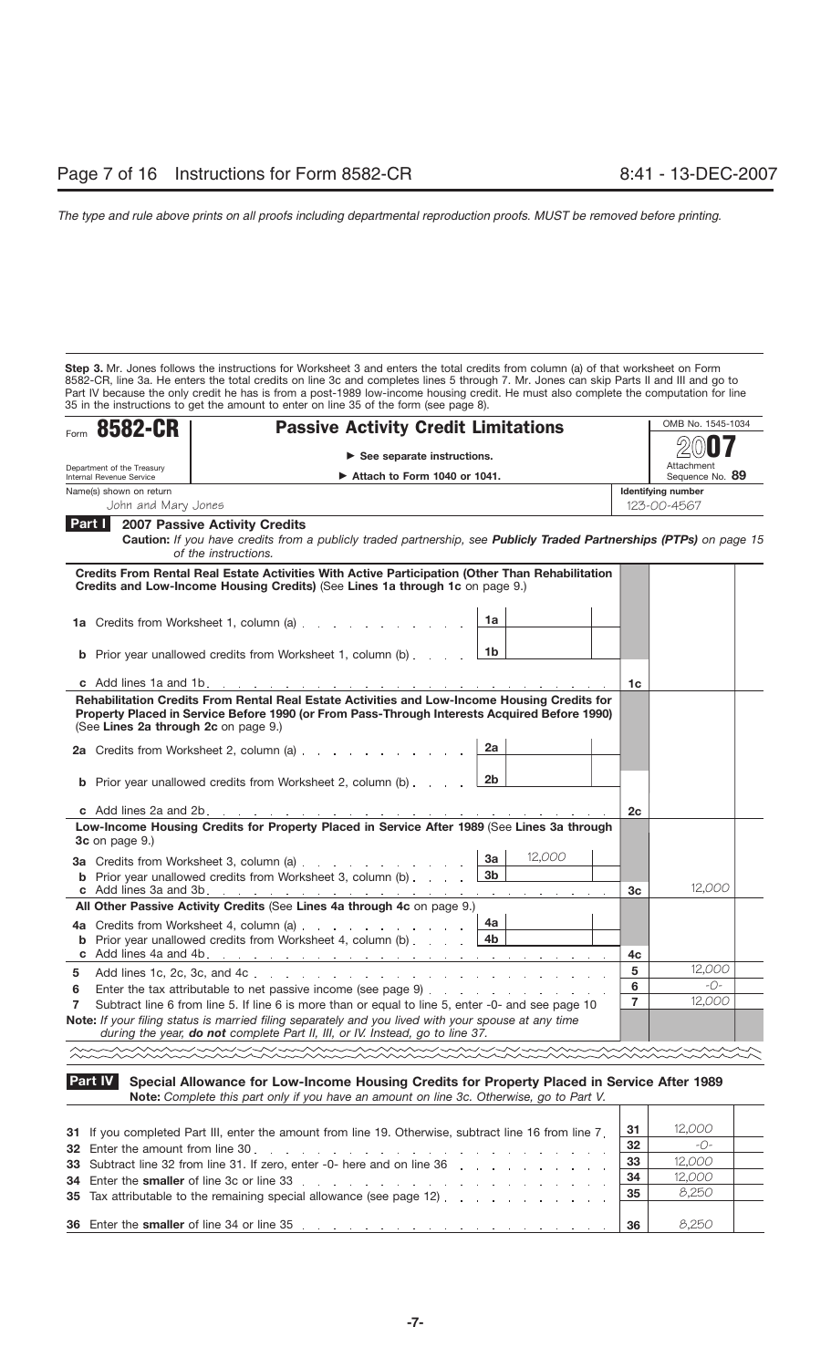**Step 3.** Mr. Jones follows the instructions for Worksheet 3 and enters the total credits from column (a) of that worksheet on Form 8582-CR, line 3a. He enters the total credits on line 3c and completes lines 5 through 7. Mr. Jones can skip Parts II and III and go to Part IV because the only credit he has is from a post-1989 low-income housing credit. He must also complete the computation for line 35 in the instructions to get the amount to enter on line 35 of the form (see page 8).

Form **8582-CR** — **Passive Activity Credit Limitations**

Department of the Treasury
Internal Revenue Service

► See separate instructions.
► Attach to Form 1040 or 1041.

OMB No. 1545-1034
2007
Attachment Sequence No. **89**

Name(s) shown on return: John and Mary Jones
Identifying number: 123-00-4567

**Part I — 2007 Passive Activity Credits**

*Caution: If you have credits from a publicly traded partnership, see* ***Publicly Traded Partnerships (PTPs)*** *on page 15 of the instructions.*

| | | | | |
|---|---|---|---|---|
| **Credits From Rental Real Estate Activities With Active Participation (Other Than Rehabilitation Credits and Low-Income Housing Credits)** (See **Lines 1a through 1c** on page 9.) | | | | |
| **1a** Credits from Worksheet 1, column (a) | 1a | | | |
| **b** Prior year unallowed credits from Worksheet 1, column (b) | 1b | | | |
| **c** Add lines 1a and 1b | | | 1c | |
| **Rehabilitation Credits From Rental Real Estate Activities and Low-Income Housing Credits for Property Placed in Service Before 1990 (or From Pass-Through Interests Acquired Before 1990)** (See **Lines 2a through 2c** on page 9.) | | | | |
| **2a** Credits from Worksheet 2, column (a) | 2a | | | |
| **b** Prior year unallowed credits from Worksheet 2, column (b) | 2b | | | |
| **c** Add lines 2a and 2b | | | 2c | |
| **Low-Income Housing Credits for Property Placed in Service After 1989** (See **Lines 3a through 3c** on page 9.) | | | | |
| **3a** Credits from Worksheet 3, column (a) | 3a | 12,000 | | |
| **b** Prior year unallowed credits from Worksheet 3, column (b) | 3b | | | |
| **c** Add lines 3a and 3b | | | 3c | 12,000 |
| **All Other Passive Activity Credits** (See **Lines 4a through 4c** on page 9.) | | | | |
| **4a** Credits from Worksheet 4, column (a) | 4a | | | |
| **b** Prior year unallowed credits from Worksheet 4, column (b) | 4b | | | |
| **c** Add lines 4a and 4b | | | 4c | |
| **5** Add lines 1c, 2c, 3c, and 4c | | | 5 | 12,000 |
| **6** Enter the tax attributable to net passive income (see page 9) | | | 6 | -0- |
| **7** Subtract line 6 from line 5. If line 6 is more than or equal to line 5, enter -0- and see page 10 | | | 7 | 12,000 |

**Note:** *If your filing status is married filing separately and you lived with your spouse at any time during the year,* ***do not*** *complete Part II, III, or IV. Instead, go to line 37.*

**Part IV — Special Allowance for Low-Income Housing Credits for Property Placed in Service After 1989**

**Note:** *Complete this part only if you have an amount on line 3c. Otherwise, go to Part V.*

| | | |
|---|---|---|
| **31** If you completed Part III, enter the amount from line 19. Otherwise, subtract line 16 from line 7 | 31 | 12,000 |
| **32** Enter the amount from line 30 | 32 | -0- |
| **33** Subtract line 32 from line 31. If zero, enter -0- here and on line 36 | 33 | 12,000 |
| **34** Enter the **smaller** of line 3c or line 33 | 34 | 12,000 |
| **35** Tax attributable to the remaining special allowance (see page 12) | 35 | 8,250 |
| **36** Enter the **smaller** of line 34 or line 35 | 36 | 8,250 |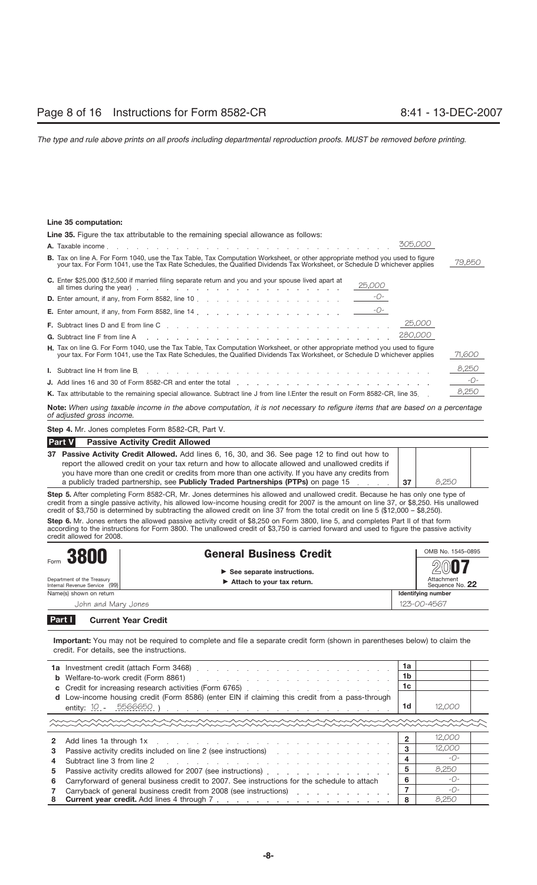**Line 35 computation:**

**Line 35.** Figure the tax attributable to the remaining special allowance as follows:

| | | | |
|---|---|---|---|
| **A.** Taxable income | | 305,000 | |
| **B.** Tax on line A. For Form 1040, use the Tax Table, Tax Computation Worksheet, or other appropriate method you used to figure your tax. For Form 1041, use the Tax Rate Schedules, the Qualified Dividends Tax Worksheet, or Schedule D whichever applies | | | 79,850 |
| **C.** Enter $25,000 ($12,500 if married filing separate return and you and your spouse lived apart at all times during the year) | 25,000 | | |
| **D.** Enter amount, if any, from Form 8582, line 10 | -0- | | |
| **E.** Enter amount, if any, from Form 8582, line 14 | -0- | | |
| **F.** Subtract lines D and E from line C | | 25,000 | |
| **G.** Subtract line F from line A | | 280,000 | |
| **H.** Tax on line G. For Form 1040, use the Tax Table, Tax Computation Worksheet, or other appropriate method you used to figure your tax. For Form 1041, use the Tax Rate Schedules, the Qualified Dividends Tax Worksheet, or Schedule D whichever applies | | | 71,600 |
| **I.** Subtract line H from line B | | | 8,250 |
| **J.** Add lines 16 and 30 of Form 8582-CR and enter the total | | | -0- |
| **K.** Tax attributable to the remaining special allowance. Subtract line J from line I.Enter the result on Form 8582-CR, line 35 | | | 8,250 |

**Note:** *When using taxable income in the above computation, it is not necessary to refigure items that are based on a percentage of adjusted gross income.*

**Step 4.** Mr. Jones completes Form 8582-CR, Part V.

**Part V Passive Activity Credit Allowed**

| | | | |
|---|---|---|---|
| **37** | **Passive Activity Credit Allowed.** Add lines 6, 16, 30, and 36. See page 12 to find out how to report the allowed credit on your tax return and how to allocate allowed and unallowed credits if you have more than one credit or credits from more than one activity. If you have any credits from a publicly traded partnership, see **Publicly Traded Partnerships (PTPs)** on page 15 | 37 | 8,250 |

**Step 5.** After completing Form 8582-CR, Mr. Jones determines his allowed and unallowed credit. Because he has only one type of credit from a single passive activity, his allowed low-income housing credit for 2007 is the amount on line 37, or $8,250. His unallowed credit of $3,750 is determined by subtracting the allowed credit on line 37 from the total credit on line 5 ($12,000 – $8,250).

**Step 6.** Mr. Jones enters the allowed passive activity credit of $8,250 on Form 3800, line 5, and completes Part II of that form according to the instructions for Form 3800. The unallowed credit of $3,750 is carried forward and used to figure the passive activity credit allowed for 2008.

Form **3800** — **General Business Credit** — OMB No. 1545-0895 — **2007**

Department of the Treasury, Internal Revenue Service (99) — ► See separate instructions. ► Attach to your tax return. — Attachment Sequence No. **22**

Name(s) shown on return: John and Mary Jones — **Identifying number:** 123-00-4567

**Part I Current Year Credit**

**Important:** You may not be required to complete and file a separate credit form (shown in parentheses below) to claim the credit. For details, see the instructions.

| | | | |
|---|---|---|---|
| **1a** | Investment credit (attach Form 3468) | 1a | |
| **b** | Welfare-to-work credit (Form 8861) | 1b | |
| **c** | Credit for increasing research activities (Form 6765) | 1c | |
| **d** | Low-income housing credit (Form 8586) (enter EIN if claiming this credit from a pass-through entity: 10 - 5566650 ) | 1d | 12,000 |
| **2** | Add lines 1a through 1x | 2 | 12,000 |
| **3** | Passive activity credits included on line 2 (see instructions) | 3 | 12,000 |
| **4** | Subtract line 3 from line 2 | 4 | -0- |
| **5** | Passive activity credits allowed for 2007 (see instructions) | 5 | 8,250 |
| **6** | Carryforward of general business credit to 2007. See instructions for the schedule to attach | 6 | -0- |
| **7** | Carryback of general business credit from 2008 (see instructions) | 7 | -0- |
| **8** | **Current year credit.** Add lines 4 through 7 | 8 | 8,250 |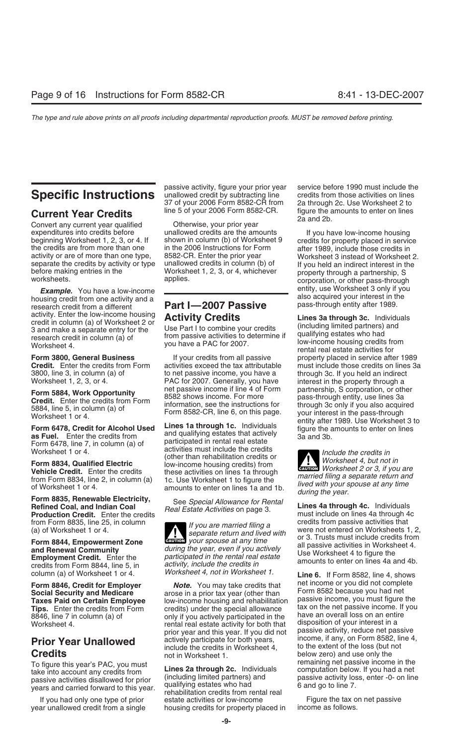# Specific Instructions

## Current Year Credits

Convert any current year qualified expenditures into credits before beginning Worksheet 1, 2, 3, or 4. If the credits are from more than one activity or are of more than one type, separate the credits by activity or type before making entries in the worksheets.

***Example.*** You have a low-income housing credit from one activity and a research credit from a different activity. Enter the low-income housing credit in column (a) of Worksheet 2 or 3 and make a separate entry for the research credit in column (a) of Worksheet 4.

**Form 3800, General Business Credit.** Enter the credits from Form 3800, line 3, in column (a) of Worksheet 1, 2, 3, or 4.

**Form 5884, Work Opportunity Credit.** Enter the credits from Form 5884, line 5, in column (a) of Worksheet 1 or 4.

**Form 6478, Credit for Alcohol Used as Fuel.** Enter the credits from Form 6478, line 7, in column (a) of Worksheet 1 or 4.

**Form 8834, Qualified Electric Vehicle Credit.** Enter the credits from Form 8834, line 2, in column (a) of Worksheet 1 or 4.

**Form 8835, Renewable Electricity, Refined Coal, and Indian Coal Production Credit.** Enter the credits from Form 8835, line 25, in column (a) of Worksheet 1 or 4.

**Form 8844, Empowerment Zone and Renewal Community Employment Credit.** Enter the credits from Form 8844, line 5, in column (a) of Worksheet 1 or 4.

**Form 8846, Credit for Employer Social Security and Medicare Taxes Paid on Certain Employee Tips.** Enter the credits from Form 8846, line 7 in column (a) of Worksheet 4.

## Prior Year Unallowed Credits

To figure this year's PAC, you must take into account any credits from passive activities disallowed for prior years and carried forward to this year.

If you had only one type of prior year unallowed credit from a single passive activity, figure your prior year unallowed credit by subtracting line 37 of your 2006 Form 8582-CR from line 5 of your 2006 Form 8582-CR.

Otherwise, your prior year unallowed credits are the amounts shown in column (b) of Worksheet 9 in the 2006 Instructions for Form 8582-CR. Enter the prior year unallowed credits in column (b) of Worksheet 1, 2, 3, or 4, whichever applies.

## Part I—2007 Passive Activity Credits

Use Part I to combine your credits from passive activities to determine if you have a PAC for 2007.

If your credits from all passive activities exceed the tax attributable to net passive income, you have a PAC for 2007. Generally, you have net passive income if line 4 of Form 8582 shows income. For more information, see the instructions for Form 8582-CR, line 6, on this page.

**Lines 1a through 1c.** Individuals and qualifying estates that actively participated in rental real estate activities must include the credits (other than rehabilitation credits or low-income housing credits) from these activities on lines 1a through 1c. Use Worksheet 1 to figure the amounts to enter on lines 1a and 1b.

See *Special Allowance for Rental Real Estate Activities* on page 3.

**CAUTION:** *If you are married filing a separate return and lived with your spouse at any time during the year, even if you actively participated in the rental real estate activity, include the credits in Worksheet 4, not in Worksheet 1.*

***Note.*** You may take credits that arose in a prior tax year (other than low-income housing and rehabilitation credits) under the special allowance only if you actively participated in the rental real estate activity for both that prior year and this year. If you did not actively participate for both years, include the credits in Worksheet 4, not in Worksheet 1.

**Lines 2a through 2c.** Individuals (including limited partners) and qualifying estates who had rehabilitation credits from rental real estate activities or low-income housing credits for property placed in service before 1990 must include the credits from those activities on lines 2a through 2c. Use Worksheet 2 to figure the amounts to enter on lines 2a and 2b.

If you have low-income housing credits for property placed in service after 1989, include those credits in Worksheet 3 instead of Worksheet 2. If you held an indirect interest in the property through a partnership, S corporation, or other pass-through entity, use Worksheet 3 only if you also acquired your interest in the pass-through entity after 1989.

**Lines 3a through 3c.** Individuals (including limited partners) and qualifying estates who had low-income housing credits from rental real estate activities for property placed in service after 1989 must include those credits on lines 3a through 3c. If you held an indirect interest in the property through a partnership, S corporation, or other pass-through entity, use lines 3a through 3c only if you also acquired your interest in the pass-through entity after 1989. Use Worksheet 3 to figure the amounts to enter on lines 3a and 3b.

**CAUTION:** *Include the credits in Worksheet 4, but not in Worksheet 2 or 3, if you are married filing a separate return and lived with your spouse at any time during the year.*

**Lines 4a through 4c.** Individuals must include on lines 4a through 4c credits from passive activities that were not entered on Worksheets 1, 2, or 3. Trusts must include credits from all passive activities in Worksheet 4. Use Worksheet 4 to figure the amounts to enter on lines 4a and 4b.

**Line 6.** If Form 8582, line 4, shows net income or you did not complete Form 8582 because you had net passive income, you must figure the tax on the net passive income. If you have an overall loss on an entire disposition of your interest in a passive activity, reduce net passive income, if any, on Form 8582, line 4, to the extent of the loss (but not below zero) and use only the remaining net passive income in the computation below. If you had a net passive activity loss, enter -0- on line 6 and go to line 7.

Figure the tax on net passive income as follows.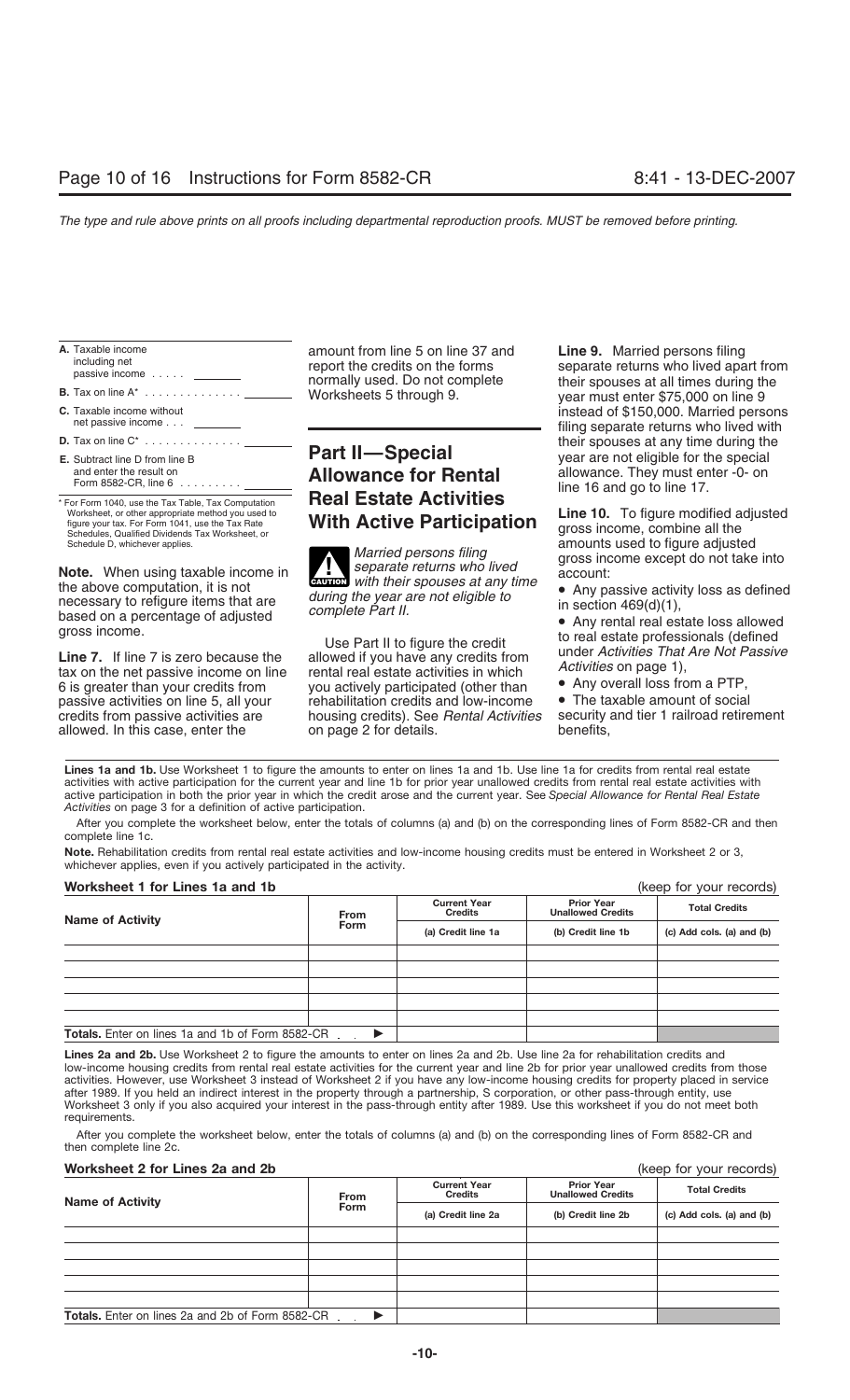| | |
|---|---|
| **A.** Taxable income including net passive income . . . . . | |
| **B.** Tax on line A* . . . . . . . . . . . . . | |
| **C.** Taxable income without net passive income . . . | |
| **D.** Tax on line C* . . . . . . . . . . . . . | |
| **E.** Subtract line D from line B and enter the result on Form 8582-CR, line 6 . . . . . . . . . | |

\* For Form 1040, use the Tax Table, Tax Computation Worksheet, or other appropriate method you used to figure your tax. For Form 1041, use the Tax Rate Schedules, Qualified Dividends Tax Worksheet, or Schedule D, whichever applies.

**Note.** When using taxable income in the above computation, it is not necessary to refigure items that are based on a percentage of adjusted gross income.

**Line 7.** If line 7 is zero because the tax on the net passive income on line 6 is greater than your credits from passive activities on line 5, all your credits from passive activities are allowed. In this case, enter the amount from line 5 on line 37 and report the credits on the forms normally used. Do not complete Worksheets 5 through 9.

## Part II—Special Allowance for Rental Real Estate Activities With Active Participation

**CAUTION** *Married persons filing separate returns who lived with their spouses at any time during the year are not eligible to complete Part II.*

Use Part II to figure the credit allowed if you have any credits from rental real estate activities in which you actively participated (other than rehabilitation credits and low-income housing credits). See *Rental Activities* on page 2 for details.

**Line 9.** Married persons filing separate returns who lived apart from their spouses at all times during the year must enter $75,000 on line 9 instead of $150,000. Married persons filing separate returns who lived with their spouses at any time during the year are not eligible for the special allowance. They must enter -0- on line 16 and go to line 17.

**Line 10.** To figure modified adjusted gross income, combine all the amounts used to figure adjusted gross income except do not take into account:

- Any passive activity loss as defined in section 469(d)(1),
- Any rental real estate loss allowed to real estate professionals (defined under *Activities That Are Not Passive Activities* on page 1),
- Any overall loss from a PTP,
- The taxable amount of social security and tier 1 railroad retirement benefits,

**Lines 1a and 1b.** Use Worksheet 1 to figure the amounts to enter on lines 1a and 1b. Use line 1a for credits from rental real estate activities with active participation for the current year and line 1b for prior year unallowed credits from rental real estate activities with active participation in both the prior year in which the credit arose and the current year. See *Special Allowance for Rental Real Estate Activities* on page 3 for a definition of active participation.

After you complete the worksheet below, enter the totals of columns (a) and (b) on the corresponding lines of Form 8582-CR and then complete line 1c.

**Note.** Rehabilitation credits from rental real estate activities and low-income housing credits must be entered in Worksheet 2 or 3, whichever applies, even if you actively participated in the activity.

**Worksheet 1 for Lines 1a and 1b** (keep for your records)

| Name of Activity | From Form | Current Year Credits | Prior Year Unallowed Credits | Total Credits |
|---|---|---|---|---|
| | | (a) Credit line 1a | (b) Credit line 1b | (c) Add cols. (a) and (b) |
| | | | | |
| | | | | |
| | | | | |
| | | | | |
| | | | | |
| **Totals.** Enter on lines 1a and 1b of Form 8582-CR . . ▶ | | | | |

**Lines 2a and 2b.** Use Worksheet 2 to figure the amounts to enter on lines 2a and 2b. Use line 2a for rehabilitation credits and low-income housing credits from rental real estate activities for the current year and line 2b for prior year unallowed credits from those activities. However, use Worksheet 3 instead of Worksheet 2 if you have any low-income housing credits for property placed in service after 1989. If you held an indirect interest in the property through a partnership, S corporation, or other pass-through entity, use Worksheet 3 only if you also acquired your interest in the pass-through entity after 1989. Use this worksheet if you do not meet both requirements.

After you complete the worksheet below, enter the totals of columns (a) and (b) on the corresponding lines of Form 8582-CR and then complete line 2c.

**Worksheet 2 for Lines 2a and 2b** (keep for your records)

| Name of Activity | From Form | Current Year Credits | Prior Year Unallowed Credits | Total Credits |
|---|---|---|---|---|
| | | (a) Credit line 2a | (b) Credit line 2b | (c) Add cols. (a) and (b) |
| | | | | |
| | | | | |
| | | | | |
| | | | | |
| | | | | |
| **Totals.** Enter on lines 2a and 2b of Form 8582-CR . . ▶ | | | | |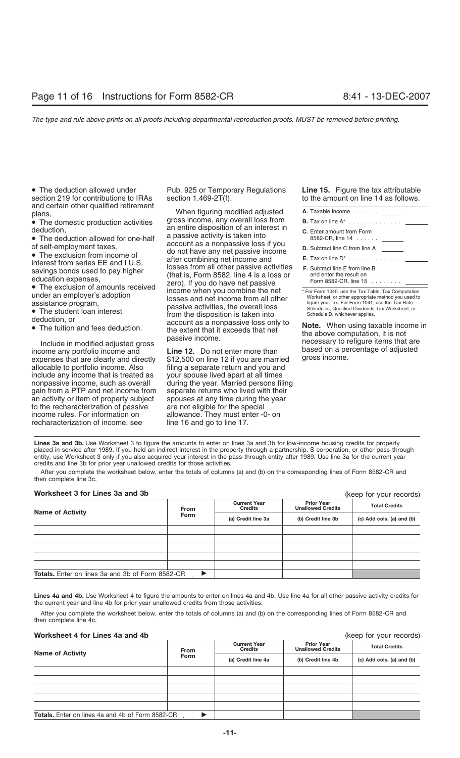- The deduction allowed under section 219 for contributions to IRAs and certain other qualified retirement plans,
- The domestic production activities deduction,
- The deduction allowed for one-half of self-employment taxes,
- The exclusion from income of interest from series EE and I U.S. savings bonds used to pay higher education expenses,
- The exclusion of amounts received under an employer's adoption assistance program,
- The student loan interest deduction, or
- The tuition and fees deduction.

Include in modified adjusted gross income any portfolio income and expenses that are clearly and directly allocable to portfolio income. Also include any income that is treated as nonpassive income, such as overall gain from a PTP and net income from an activity or item of property subject to the recharacterization of passive income rules. For information on recharacterization of income, see Pub. 925 or Temporary Regulations section 1.469-2T(f).

When figuring modified adjusted gross income, any overall loss from an entire disposition of an interest in a passive activity is taken into account as a nonpassive loss if you do not have any net passive income after combining net income and losses from all other passive activities (that is, Form 8582, line 4 is a loss or zero). If you do have net passive income when you combine the net losses and net income from all other passive activities, the overall loss from the disposition is taken into account as a nonpassive loss only to the extent that it exceeds that net passive income.

**Line 12.** Do not enter more than $12,500 on line 12 if you are married filing a separate return and you and your spouse lived apart at all times during the year. Married persons filing separate returns who lived with their spouses at any time during the year are not eligible for the special allowance. They must enter -0- on line 16 and go to line 17.

**Line 15.** Figure the tax attributable to the amount on line 14 as follows.

| | | |
|---|---|---|
| **A.** Taxable income | | |
| **B.** Tax on line A* | | |
| **C.** Enter amount from Form 8582-CR, line 14 | | |
| **D.** Subtract line C from line A | | |
| **E.** Tax on line D* | | |
| **F.** Subtract line E from line B and enter the result on Form 8582-CR, line 15 | | |

\* For Form 1040, use the Tax Table, Tax Computation Worksheet, or other appropriate method you used to figure your tax. For Form 1041, use the Tax Rate Schedules, Qualified Dividends Tax Worksheet, or Schedule D, whichever applies.

**Note.** When using taxable income in the above computation, it is not necessary to refigure items that are based on a percentage of adjusted gross income.

**Lines 3a and 3b.** Use Worksheet 3 to figure the amounts to enter on lines 3a and 3b for low-income housing credits for property placed in service after 1989. If you held an indirect interest in the property through a partnership, S corporation, or other pass-through entity, use Worksheet 3 only if you also acquired your interest in the pass-through entity after 1989. Use line 3a for the current year credits and line 3b for prior year unallowed credits for those activities.

After you complete the worksheet below, enter the totals of columns (a) and (b) on the corresponding lines of Form 8582-CR and then complete line 3c.

**Worksheet 3 for Lines 3a and 3b** (keep for your records)

| Name of Activity | From Form | Current Year Credits | Prior Year Unallowed Credits | Total Credits |
|---|---|---|---|---|
| | | (a) Credit line 3a | (b) Credit line 3b | (c) Add cols. (a) and (b) |
| | | | | |
| | | | | |
| | | | | |
| | | | | |
| | | | | |
| **Totals.** Enter on lines 3a and 3b of Form 8582-CR ▶ | | | | |

**Lines 4a and 4b.** Use Worksheet 4 to figure the amounts to enter on lines 4a and 4b. Use line 4a for all other passive activity credits for the current year and line 4b for prior year unallowed credits from those activities.

After you complete the worksheet below, enter the totals of columns (a) and (b) on the corresponding lines of Form 8582-CR and then complete line 4c.

**Worksheet 4 for Lines 4a and 4b** (keep for your records)

| Name of Activity | From Form | Current Year Credits | Prior Year Unallowed Credits | Total Credits |
|---|---|---|---|---|
| | | (a) Credit line 4a | (b) Credit line 4b | (c) Add cols. (a) and (b) |
| | | | | |
| | | | | |
| | | | | |
| | | | | |
| | | | | |
| **Totals.** Enter on lines 4a and 4b of Form 8582-CR ▶ | | | | |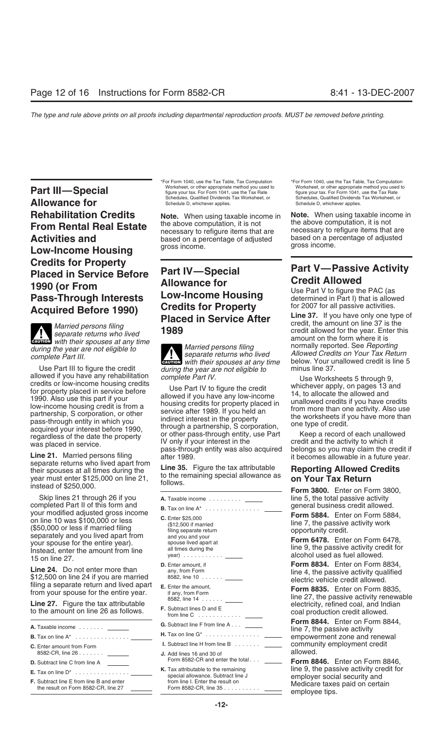## Part III—Special Allowance for Rehabilitation Credits From Rental Real Estate Activities and Low-Income Housing Credits for Property Placed in Service Before 1990 (or From Pass-Through Interests Acquired Before 1990)

**CAUTION** *Married persons filing separate returns who lived with their spouses at any time during the year are not eligible to complete Part III.*

Use Part III to figure the credit allowed if you have any rehabilitation credits or low-income housing credits for property placed in service before 1990. Also use this part if your low-income housing credit is from a partnership, S corporation, or other pass-through entity in which you acquired your interest before 1990, regardless of the date the property was placed in service.

**Line 21.** Married persons filing separate returns who lived apart from their spouses at all times during the year must enter $125,000 on line 21, instead of $250,000.

Skip lines 21 through 26 if you completed Part II of this form and your modified adjusted gross income on line 10 was $100,000 or less ($50,000 or less if married filing separately and you lived apart from your spouse for the entire year). Instead, enter the amount from line 15 on line 27.

**Line 24.** Do not enter more than $12,500 on line 24 if you are married filing a separate return and lived apart from your spouse for the entire year.

**Line 27.** Figure the tax attributable to the amount on line 26 as follows.

| | |
|---|---|
| **A.** Taxable income | |
| **B.** Tax on line A* | |
| **C.** Enter amount from Form 8582-CR, line 26 | |
| **D.** Subtract line C from line A | |
| **E.** Tax on line D* | |
| **F.** Subtract line E from line B and enter the result on Form 8582-CR, line 27 | |

*For Form 1040, use the Tax Table, Tax Computation Worksheet, or other appropriate method you used to figure your tax. For Form 1041, use the Tax Rate Schedules, Qualified Dividends Tax Worksheet, or Schedule D, whichever applies.

**Note.** When using taxable income in the above computation, it is not necessary to refigure items that are based on a percentage of adjusted gross income.

## Part IV—Special Allowance for Low-Income Housing Credits for Property Placed in Service After 1989

**CAUTION** *Married persons filing separate returns who lived with their spouses at any time during the year are not eligible to complete Part IV.*

Use Part IV to figure the credit allowed if you have any low-income housing credits for property placed in service after 1989. If you held an indirect interest in the property through a partnership, S corporation, or other pass-through entity, use Part IV only if your interest in the pass-through entity was also acquired after 1989.

**Line 35.** Figure the tax attributable to the remaining special allowance as follows.

| | |
|---|---|
| **A.** Taxable income | |
| **B.** Tax on line A* | |
| **C.** Enter $25,000 ($12,500 if married filing separate return and you and your spouse lived apart at all times during the year) | |
| **D.** Enter amount, if any, from Form 8582, line 10 | |
| **E.** Enter the amount, if any, from Form 8582, line 14 | |
| **F.** Subtract lines D and E from line C | |
| **G.** Subtract line F from line A | |
| **H.** Tax on line G* | |
| **I.** Subtract line H from line B | |
| **J.** Add lines 16 and 30 of Form 8582-CR and enter the total | |
| **K.** Tax attributable to the remaining special allowance. Subtract line J from line I. Enter the result on Form 8582-CR, line 35 | |

*For Form 1040, use the Tax Table, Tax Computation Worksheet, or other appropriate method you used to figure your tax. For Form 1041, use the Tax Rate Schedules, Qualified Dividends Tax Worksheet, or Schedule D, whichever applies.

**Note.** When using taxable income in the above computation, it is not necessary to refigure items that are based on a percentage of adjusted gross income.

## Part V—Passive Activity Credit Allowed

Use Part V to figure the PAC (as determined in Part I) that is allowed for 2007 for all passive activities.

**Line 37.** If you have only one type of credit, the amount on line 37 is the credit allowed for the year. Enter this amount on the form where it is normally reported. See *Reporting Allowed Credits on Your Tax Return* below. Your unallowed credit is line 5 minus line 37.

Use Worksheets 5 through 9, whichever apply, on pages 13 and 14, to allocate the allowed and unallowed credits if you have credits from more than one activity. Also use the worksheets if you have more than one type of credit.

Keep a record of each unallowed credit and the activity to which it belongs so you may claim the credit if it becomes allowable in a future year.

### Reporting Allowed Credits on Your Tax Return

**Form 3800.** Enter on Form 3800, line 5, the total passive activity general business credit allowed.

**Form 5884.** Enter on Form 5884, line 7, the passive activity work opportunity credit.

**Form 6478.** Enter on Form 6478, line 9, the passive activity credit for alcohol used as fuel allowed.

**Form 8834.** Enter on Form 8834, line 4, the passive activity qualified electric vehicle credit allowed.

**Form 8835.** Enter on Form 8835, line 27, the passive activity renewable electricity, refined coal, and Indian coal production credit allowed.

**Form 8844.** Enter on Form 8844, line 7, the passive activity empowerment zone and renewal community employment credit allowed.

**Form 8846.** Enter on Form 8846, line 9, the passive activity credit for employer social security and Medicare taxes paid on certain employee tips.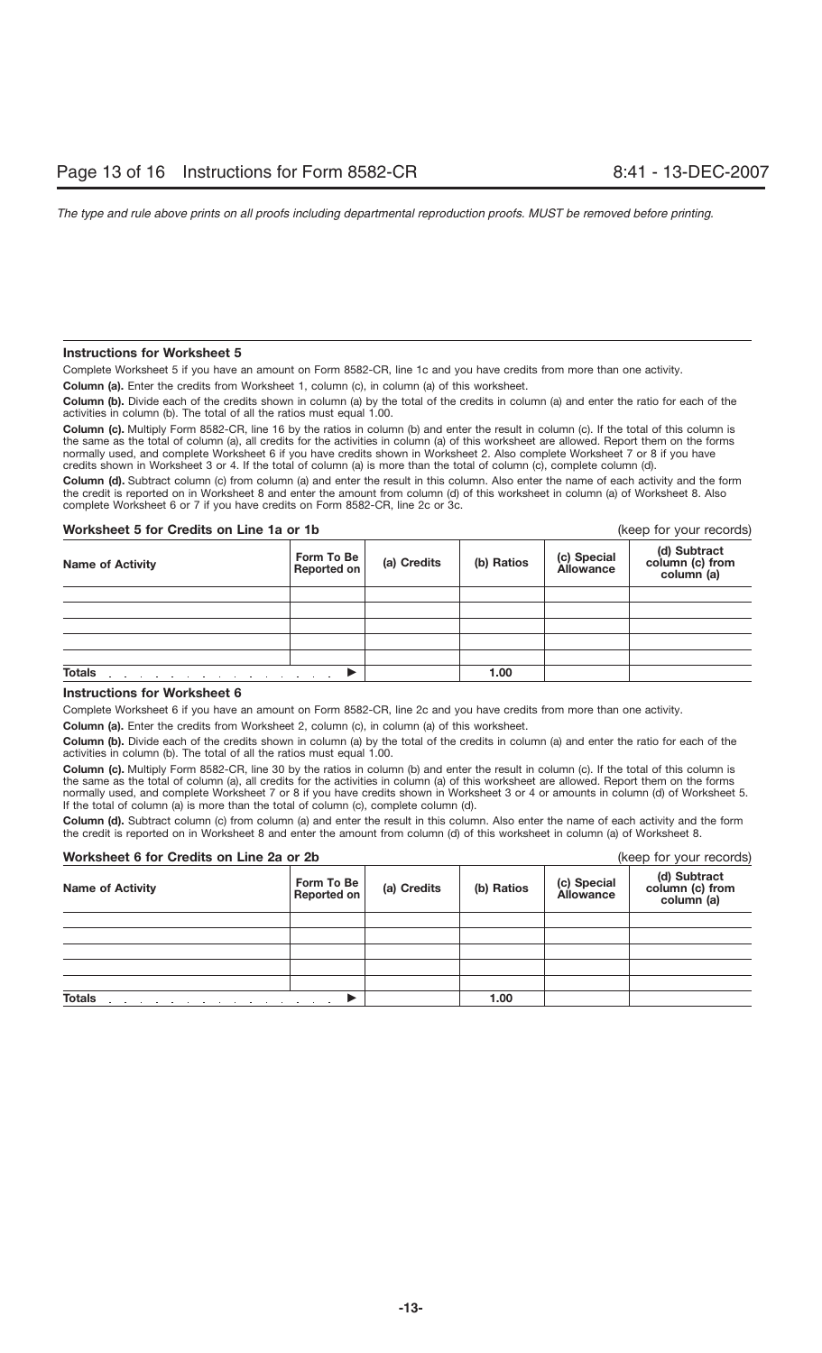### Instructions for Worksheet 5

Complete Worksheet 5 if you have an amount on Form 8582-CR, line 1c and you have credits from more than one activity.

**Column (a).** Enter the credits from Worksheet 1, column (c), in column (a) of this worksheet.

**Column (b).** Divide each of the credits shown in column (a) by the total of the credits in column (a) and enter the ratio for each of the activities in column (b). The total of all the ratios must equal 1.00.

**Column (c).** Multiply Form 8582-CR, line 16 by the ratios in column (b) and enter the result in column (c). If the total of this column is the same as the total of column (a), all credits for the activities in column (a) of this worksheet are allowed. Report them on the forms normally used, and complete Worksheet 6 if you have credits shown in Worksheet 2. Also complete Worksheet 7 or 8 if you have credits shown in Worksheet 3 or 4. If the total of column (a) is more than the total of column (c), complete column (d).

**Column (d).** Subtract column (c) from column (a) and enter the result in this column. Also enter the name of each activity and the form the credit is reported on in Worksheet 8 and enter the amount from column (d) of this worksheet in column (a) of Worksheet 8. Also complete Worksheet 6 or 7 if you have credits on Form 8582-CR, line 2c or 3c.

**Worksheet 5 for Credits on Line 1a or 1b** (keep for your records)

| Name of Activity | Form To Be Reported on | (a) Credits | (b) Ratios | (c) Special Allowance | (d) Subtract column (c) from column (a) |
|---|---|---|---|---|---|
| | | | | | |
| | | | | | |
| | | | | | |
| | | | | | |
| | | | | | |
| **Totals** . . . . . . . . . . . . . . . . ▶ | | | 1.00 | | |

### Instructions for Worksheet 6

Complete Worksheet 6 if you have an amount on Form 8582-CR, line 2c and you have credits from more than one activity.

**Column (a).** Enter the credits from Worksheet 2, column (c), in column (a) of this worksheet.

**Column (b).** Divide each of the credits shown in column (a) by the total of the credits in column (a) and enter the ratio for each of the activities in column (b). The total of all the ratios must equal 1.00.

**Column (c).** Multiply Form 8582-CR, line 30 by the ratios in column (b) and enter the result in column (c). If the total of this column is the same as the total of column (a), all credits for the activities in column (a) of this worksheet are allowed. Report them on the forms normally used, and complete Worksheet 7 or 8 if you have credits shown in Worksheet 3 or 4 or amounts in column (d) of Worksheet 5. If the total of column (a) is more than the total of column (c), complete column (d).

**Column (d).** Subtract column (c) from column (a) and enter the result in this column. Also enter the name of each activity and the form the credit is reported on in Worksheet 8 and enter the amount from column (d) of this worksheet in column (a) of Worksheet 8.

**Worksheet 6 for Credits on Line 2a or 2b** (keep for your records)

| Name of Activity | Form To Be Reported on | (a) Credits | (b) Ratios | (c) Special Allowance | (d) Subtract column (c) from column (a) |
|---|---|---|---|---|---|
| | | | | | |
| | | | | | |
| | | | | | |
| | | | | | |
| | | | | | |
| **Totals** . . . . . . . . . . . . . . . . ▶ | | | 1.00 | | |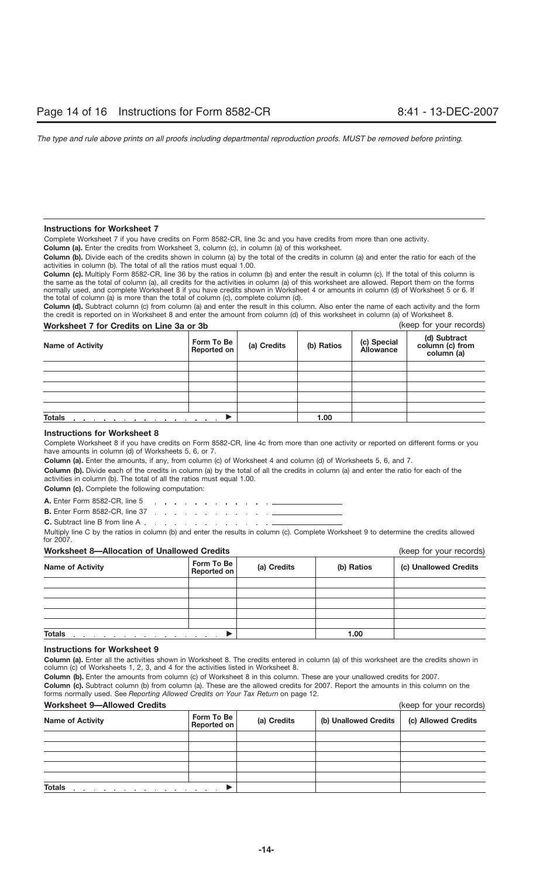The type and rule above prints on all proofs including departmental reproduction proofs. MUST be removed before printing.

### Instructions for Worksheet 7

Complete Worksheet 7 if you have credits on Form 8582-CR, line 3c and you have credits from more than one activity.

**Column (a).** Enter the credits from Worksheet 3, column (c), in column (a) of this worksheet.

**Column (b).** Divide each of the credits shown in column (a) by the total of the credits in column (a) and enter the ratio for each of the activities in column (b). The total of all the ratios must equal 1.00.

**Column (c).** Multiply Form 8582-CR, line 36 by the ratios in column (b) and enter the result in column (c). If the total of this column is the same as the total of column (a), all credits for the activities in column (a) of this worksheet are allowed. Report them on the forms normally used, and complete Worksheet 8 if you have credits shown in Worksheet 4 or amounts in column (d) of Worksheet 5 or 6. If the total of column (a) is more than the total of column (c), complete column (d).

**Column (d).** Subtract column (c) from column (a) and enter the result in this column. Also enter the name of each activity and the form the credit is reported on in Worksheet 8 and enter the amount from column (d) of this worksheet in column (a) of Worksheet 8.

**Worksheet 7 for Credits on Line 3a or 3b** (keep for your records)

| Name of Activity | Form To Be Reported on | (a) Credits | (b) Ratios | (c) Special Allowance | (d) Subtract column (c) from column (a) |
|---|---|---|---|---|---|
| | | | | | |
| | | | | | |
| | | | | | |
| | | | | | |
| | | | | | |
| **Totals** ▶ | | | 1.00 | | |

### Instructions for Worksheet 8

Complete Worksheet 8 if you have credits on Form 8582-CR, line 4c from more than one activity or reported on different forms or you have amounts in column (d) of Worksheets 5, 6, or 7.

**Column (a).** Enter the amounts, if any, from column (c) of Worksheet 4 and column (d) of Worksheets 5, 6, and 7.

**Column (b).** Divide each of the credits in column (a) by the total of all the credits in column (a) and enter the ratio for each of the activities in column (b). The total of all the ratios must equal 1.00.

**Column (c).** Complete the following computation:

**A.** Enter Form 8582-CR, line 5 . . . . . . . . . . . . ________

**B.** Enter Form 8582-CR, line 37 . . . . . . . . . . . . ________

**C.** Subtract line B from line A . . . . . . . . . . . . ________

Multiply line C by the ratios in column (b) and enter the results in column (c). Complete Worksheet 9 to determine the credits allowed for 2007.

**Worksheet 8—Allocation of Unallowed Credits** (keep for your records)

| Name of Activity | Form To Be Reported on | (a) Credits | (b) Ratios | (c) Unallowed Credits |
|---|---|---|---|---|
| | | | | |
| | | | | |
| | | | | |
| | | | | |
| | | | | |
| **Totals** ▶ | | | 1.00 | |

### Instructions for Worksheet 9

**Column (a).** Enter all the activities shown in Worksheet 8. The credits entered in column (a) of this worksheet are the credits shown in column (c) of Worksheets 1, 2, 3, and 4 for the activities listed in Worksheet 8.

**Column (b).** Enter the amounts from column (c) of Worksheet 8 in this column. These are your unallowed credits for 2007.

**Column (c).** Subtract column (b) from column (a). These are the allowed credits for 2007. Report the amounts in this column on the forms normally used. See *Reporting Allowed Credits on Your Tax Return* on page 12.

**Worksheet 9—Allowed Credits** (keep for your records)

| Name of Activity | Form To Be Reported on | (a) Credits | (b) Unallowed Credits | (c) Allowed Credits |
|---|---|---|---|---|
| | | | | |
| | | | | |
| | | | | |
| | | | | |
| | | | | |
| **Totals** ▶ | | | | |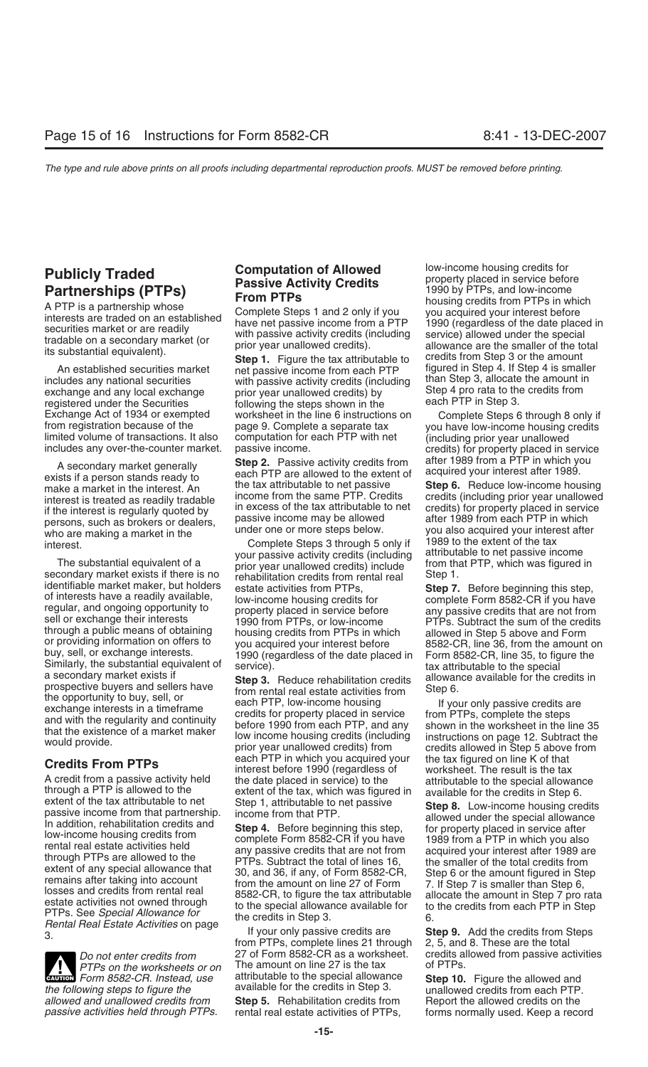## Publicly Traded Partnerships (PTPs)

A PTP is a partnership whose interests are traded on an established securities market or are readily tradable on a secondary market (or its substantial equivalent).

An established securities market includes any national securities exchange and any local exchange registered under the Securities Exchange Act of 1934 or exempted from registration because of the limited volume of transactions. It also includes any over-the-counter market.

A secondary market generally exists if a person stands ready to make a market in the interest. An interest is treated as readily tradable if the interest is regularly quoted by persons, such as brokers or dealers, who are making a market in the interest.

The substantial equivalent of a secondary market exists if there is no identifiable market maker, but holders of interests have a readily available, regular, and ongoing opportunity to sell or exchange their interests through a public means of obtaining or providing information on offers to buy, sell, or exchange interests. Similarly, the substantial equivalent of a secondary market exists if prospective buyers and sellers have the opportunity to buy, sell, or exchange interests in a timeframe and with the regularity and continuity that the existence of a market maker would provide.

### Credits From PTPs

A credit from a passive activity held through a PTP is allowed to the extent of the tax attributable to net passive income from that partnership. In addition, rehabilitation credits and low-income housing credits from rental real estate activities held through PTPs are allowed to the extent of any special allowance that remains after taking into account losses and credits from rental real estate activities not owned through PTPs. See *Special Allowance for Rental Real Estate Activities* on page 3.

**CAUTION** *Do not enter credits from PTPs on the worksheets or on Form 8582-CR. Instead, use the following steps to figure the allowed and unallowed credits from passive activities held through PTPs.*

## Computation of Allowed Passive Activity Credits From PTPs

Complete Steps 1 and 2 only if you have net passive income from a PTP with passive activity credits (including prior year unallowed credits).

**Step 1.** Figure the tax attributable to net passive income from each PTP with passive activity credits (including prior year unallowed credits) by following the steps shown in the worksheet in the line 6 instructions on page 9. Complete a separate tax computation for each PTP with net passive income.

**Step 2.** Passive activity credits from each PTP are allowed to the extent of the tax attributable to net passive income from the same PTP. Credits in excess of the tax attributable to net passive income may be allowed under one or more steps below.

Complete Steps 3 through 5 only if your passive activity credits (including prior year unallowed credits) include rehabilitation credits from rental real estate activities from PTPs, low-income housing credits for property placed in service before 1990 from PTPs, or low-income housing credits from PTPs in which you acquired your interest before 1990 (regardless of the date placed in service).

**Step 3.** Reduce rehabilitation credits from rental real estate activities from each PTP, low-income housing credits for property placed in service before 1990 from each PTP, and any low income housing credits (including prior year unallowed credits) from each PTP in which you acquired your interest before 1990 (regardless of the date placed in service) to the extent of the tax, which was figured in Step 1, attributable to net passive income from that PTP.

**Step 4.** Before beginning this step, complete Form 8582-CR if you have any passive credits that are not from PTPs. Subtract the total of lines 16, 30, and 36, if any, of Form 8582-CR, from the amount on line 27 of Form 8582-CR, to figure the tax attributable to the special allowance available for the credits in Step 3.

If your only passive credits are from PTPs, complete lines 21 through 27 of Form 8582-CR as a worksheet. The amount on line 27 is the tax attributable to the special allowance available for the credits in Step 3.

**Step 5.** Rehabilitation credits from rental real estate activities of PTPs, low-income housing credits for property placed in service before 1990 by PTPs, and low-income housing credits from PTPs in which you acquired your interest before 1990 (regardless of the date placed in service) allowed under the special allowance are the smaller of the total credits from Step 3 or the amount figured in Step 4. If Step 4 is smaller than Step 3, allocate the amount in Step 4 pro rata to the credits from each PTP in Step 3.

Complete Steps 6 through 8 only if you have low-income housing credits (including prior year unallowed credits) for property placed in service after 1989 from a PTP in which you acquired your interest after 1989.

**Step 6.** Reduce low-income housing credits (including prior year unallowed credits) for property placed in service after 1989 from each PTP in which you also acquired your interest after 1989 to the extent of the tax attributable to net passive income from that PTP, which was figured in Step 1.

**Step 7.** Before beginning this step, complete Form 8582-CR if you have any passive credits that are not from PTPs. Subtract the sum of the credits allowed in Step 5 above and Form 8582-CR, line 36, from the amount on Form 8582-CR, line 35, to figure the tax attributable to the special allowance available for the credits in Step 6.

If your only passive credits are from PTPs, complete the steps shown in the worksheet in the line 35 instructions on page 12. Subtract the credits allowed in Step 5 above from the tax figured on line K of that worksheet. The result is the tax attributable to the special allowance available for the credits in Step 6.

**Step 8.** Low-income housing credits allowed under the special allowance for property placed in service after 1989 from a PTP in which you also acquired your interest after 1989 are the smaller of the total credits from Step 6 or the amount figured in Step 7. If Step 7 is smaller than Step 6, allocate the amount in Step 7 pro rata to the credits from each PTP in Step 6.

**Step 9.** Add the credits from Steps 2, 5, and 8. These are the total credits allowed from passive activities of PTPs.

**Step 10.** Figure the allowed and unallowed credits from each PTP. Report the allowed credits on the forms normally used. Keep a record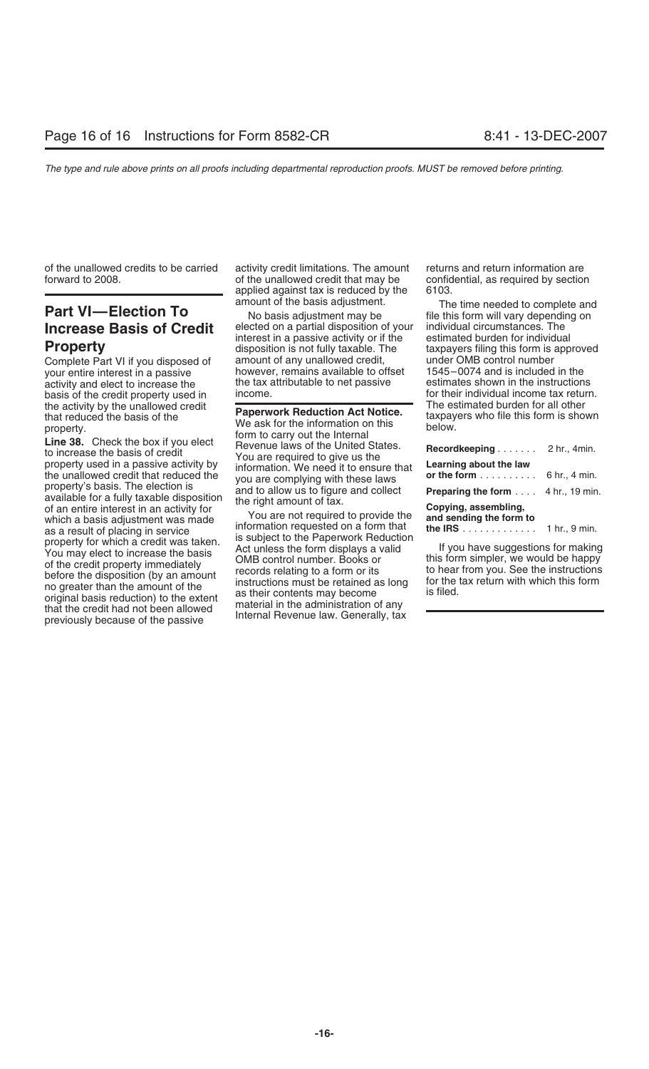of the unallowed credits to be carried forward to 2008.

## Part VI—Election To Increase Basis of Credit Property

Complete Part VI if you disposed of your entire interest in a passive activity and elect to increase the basis of the credit property used in the activity by the unallowed credit that reduced the basis of the property.

**Line 38.** Check the box if you elect to increase the basis of credit property used in a passive activity by the unallowed credit that reduced the property's basis. The election is available for a fully taxable disposition of an entire interest in an activity for which a basis adjustment was made as a result of placing in service property for which a credit was taken. You may elect to increase the basis of the credit property immediately before the disposition (by an amount no greater than the amount of the original basis reduction) to the extent that the credit had not been allowed previously because of the passive activity credit limitations. The amount of the unallowed credit that may be applied against tax is reduced by the amount of the basis adjustment.

No basis adjustment may be elected on a partial disposition of your interest in a passive activity or if the disposition is not fully taxable. The amount of any unallowed credit, however, remains available to offset the tax attributable to net passive income.

**Paperwork Reduction Act Notice.** We ask for the information on this form to carry out the Internal Revenue laws of the United States. You are required to give us the information. We need it to ensure that you are complying with these laws and to allow us to figure and collect the right amount of tax.

You are not required to provide the information requested on a form that is subject to the Paperwork Reduction Act unless the form displays a valid OMB control number. Books or records relating to a form or its instructions must be retained as long as their contents may become material in the administration of any Internal Revenue law. Generally, tax returns and return information are confidential, as required by section 6103.

The time needed to complete and file this form will vary depending on individual circumstances. The estimated burden for individual taxpayers filing this form is approved under OMB control number 1545–0074 and is included in the estimates shown in the instructions for their individual income tax return. The estimated burden for all other taxpayers who file this form is shown below.

| | |
|---|---|
| **Recordkeeping** | 2 hr., 4min. |
| **Learning about the law or the form** | 6 hr., 4 min. |
| **Preparing the form** | 4 hr., 19 min. |
| **Copying, assembling, and sending the form to the IRS** | 1 hr., 9 min. |

If you have suggestions for making this form simpler, we would be happy to hear from you. See the instructions for the tax return with which this form is filed.